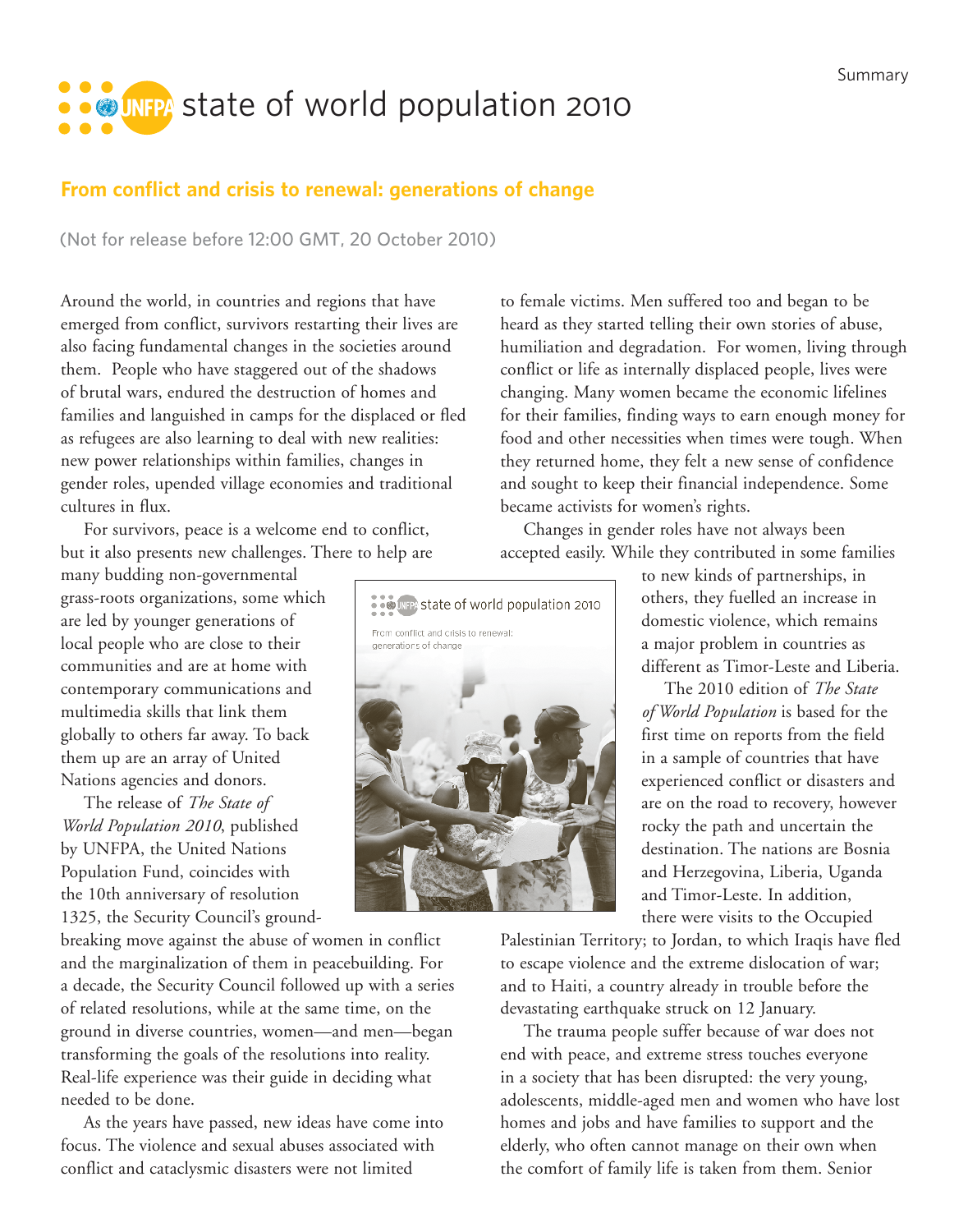Summary

# state of world population 2010

## From conflict and crisis to renewal: generations of change

(Not for release before 12:00 GMT, 20 October 2010)

Around the world, in countries and regions that have emerged from conflict, survivors restarting their lives are also facing fundamental changes in the societies around them. People who have staggered out of the shadows of brutal wars, endured the destruction of homes and families and languished in camps for the displaced or fled as refugees are also learning to deal with new realities: new power relationships within families, changes in gender roles, upended village economies and traditional cultures in flux.

For survivors, peace is a welcome end to conflict, but it also presents new challenges. There to help are many budding non-governmental grass-roots organizations, some which are led by younger generations of local people who are close to their communities and are at home with contemporary communications and multimedia skills that link them globally to others far away. To back them up are an array of United Nations agencies and donors.

The release of *The State of World Population 2010*, published by UNFPA, the United Nations Population Fund, coincides with the 10th anniversary of resolution 1325, the Security Council's ground-breaking move against the abuse of women in conflict and the marginalization of them in peacebuilding. For a decade, the Security Council followed up with a series of related resolutions, while at the same time, on the ground in diverse countries, women—and men—began transforming the goals of the resolutions into reality. Real-life experience was their guide in deciding what needed to be done.

As the years have passed, new ideas have come into focus. The violence and sexual abuses associated with conflict and cataclysmic disasters were not limited to female victims. Men suffered too and began to be heard as they started telling their own stories of abuse, humiliation and degradation. For women, living through conflict or life as internally displaced people, lives were changing. Many women became the economic lifelines for their families, finding ways to earn enough money for food and other necessities when times were tough. When they returned home, they felt a new sense of confidence and sought to keep their financial independence. Some became activists for women's rights.

Changes in gender roles have not always been accepted easily. While they contributed in some families to new kinds of partnerships, in others, they fuelled an increase in domestic violence, which remains a major problem in countries as different as Timor-Leste and Liberia.

The 2010 edition of *The State of World Population* is based for the first time on reports from the field in a sample of countries that have experienced conflict or disasters and are on the road to recovery, however rocky the path and uncertain the destination. The nations are Bosnia and Herzegovina, Liberia, Uganda and Timor-Leste. In addition, there were visits to the Occupied Palestinian Territory; to Jordan, to which Iraqis have fled to escape violence and the extreme dislocation of war; and to Haiti, a country already in trouble before the devastating earthquake struck on 12 January.

The trauma people suffer because of war does not end with peace, and extreme stress touches everyone in a society that has been disrupted: the very young, adolescents, middle-aged men and women who have lost homes and jobs and have families to support and the elderly, who often cannot manage on their own when the comfort of family life is taken from them. Senior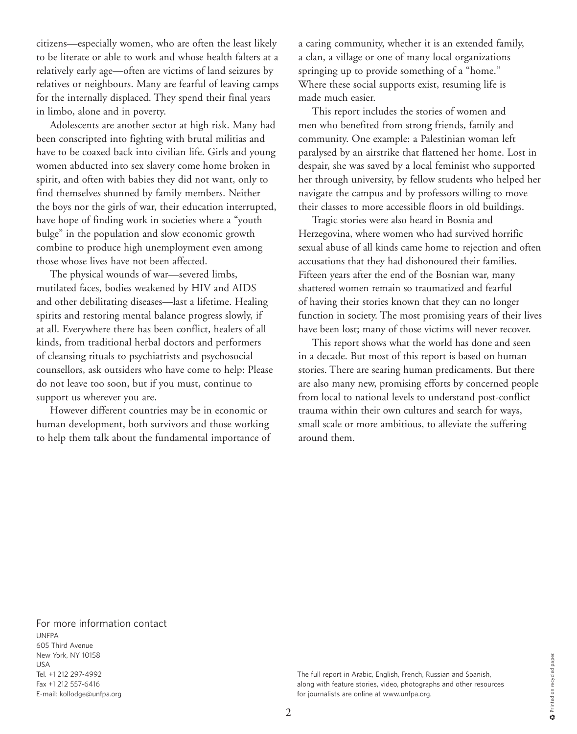citizens—especially women, who are often the least likely to be literate or able to work and whose health falters at a relatively early age—often are victims of land seizures by relatives or neighbours. Many are fearful of leaving camps for the internally displaced. They spend their final years in limbo, alone and in poverty.

Adolescents are another sector at high risk. Many had been conscripted into fighting with brutal militias and have to be coaxed back into civilian life. Girls and young women abducted into sex slavery come home broken in spirit, and often with babies they did not want, only to find themselves shunned by family members. Neither the boys nor the girls of war, their education interrupted, have hope of finding work in societies where a "youth bulge" in the population and slow economic growth combine to produce high unemployment even among those whose lives have not been affected.

The physical wounds of war—severed limbs, mutilated faces, bodies weakened by HIV and AIDS and other debilitating diseases—last a lifetime. Healing spirits and restoring mental balance progress slowly, if at all. Everywhere there has been conflict, healers of all kinds, from traditional herbal doctors and performers of cleansing rituals to psychiatrists and psychosocial counsellors, ask outsiders who have come to help: Please do not leave too soon, but if you must, continue to support us wherever you are.

However different countries may be in economic or human development, both survivors and those working to help them talk about the fundamental importance of a caring community, whether it is an extended family, a clan, a village or one of many local organizations springing up to provide something of a "home." Where these social supports exist, resuming life is made much easier.

This report includes the stories of women and men who benefited from strong friends, family and community. One example: a Palestinian woman left paralysed by an airstrike that flattened her home. Lost in despair, she was saved by a local feminist who supported her through university, by fellow students who helped her navigate the campus and by professors willing to move their classes to more accessible floors in old buildings.

Tragic stories were also heard in Bosnia and Herzegovina, where women who had survived horrific sexual abuse of all kinds came home to rejection and often accusations that they had dishonoured their families. Fifteen years after the end of the Bosnian war, many shattered women remain so traumatized and fearful of having their stories known that they can no longer function in society. The most promising years of their lives have been lost; many of those victims will never recover.

This report shows what the world has done and seen in a decade. But most of this report is based on human stories. There are searing human predicaments. But there are also many new, promising efforts by concerned people from local to national levels to understand post-conflict trauma within their own cultures and search for ways, small scale or more ambitious, to alleviate the suffering around them.

For more information contact
UNFPA
605 Third Avenue
New York, NY 10158
USA
Tel. +1 212 297-4992
Fax +1 212 557-6416
E-mail: kollodge@unfpa.org

The full report in Arabic, English, French, Russian and Spanish, along with feature stories, video, photographs and other resources for journalists are online at www.unfpa.org.

Printed on recycled paper.